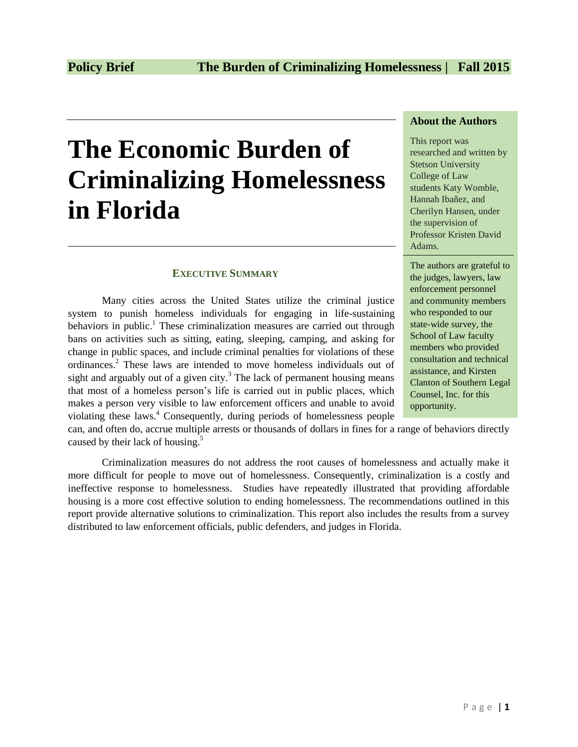# The Economic Burden of Criminalizing Homelessness in Florida

**About the Authors**

This report was researched and written by Stetson University College of Law students Katy Womble, Hannah Ibañez, and Cherilyn Hansen, under the supervision of Professor Kristen David Adams.

The authors are grateful to the judges, lawyers, law enforcement personnel and community members who responded to our state-wide survey, the School of Law faculty members who provided consultation and technical assistance, and Kirsten Clanton of Southern Legal Counsel, Inc. for this opportunity.

## Executive Summary

Many cities across the United States utilize the criminal justice system to punish homeless individuals for engaging in life-sustaining behaviors in public.[1] These criminalization measures are carried out through bans on activities such as sitting, eating, sleeping, camping, and asking for change in public spaces, and include criminal penalties for violations of these ordinances.[2] These laws are intended to move homeless individuals out of sight and arguably out of a given city.[3] The lack of permanent housing means that most of a homeless person's life is carried out in public places, which makes a person very visible to law enforcement officers and unable to avoid violating these laws.[4] Consequently, during periods of homelessness people can, and often do, accrue multiple arrests or thousands of dollars in fines for a range of behaviors directly caused by their lack of housing.[5]

Criminalization measures do not address the root causes of homelessness and actually make it more difficult for people to move out of homelessness. Consequently, criminalization is a costly and ineffective response to homelessness. Studies have repeatedly illustrated that providing affordable housing is a more cost effective solution to ending homelessness. The recommendations outlined in this report provide alternative solutions to criminalization. This report also includes the results from a survey distributed to law enforcement officials, public defenders, and judges in Florida.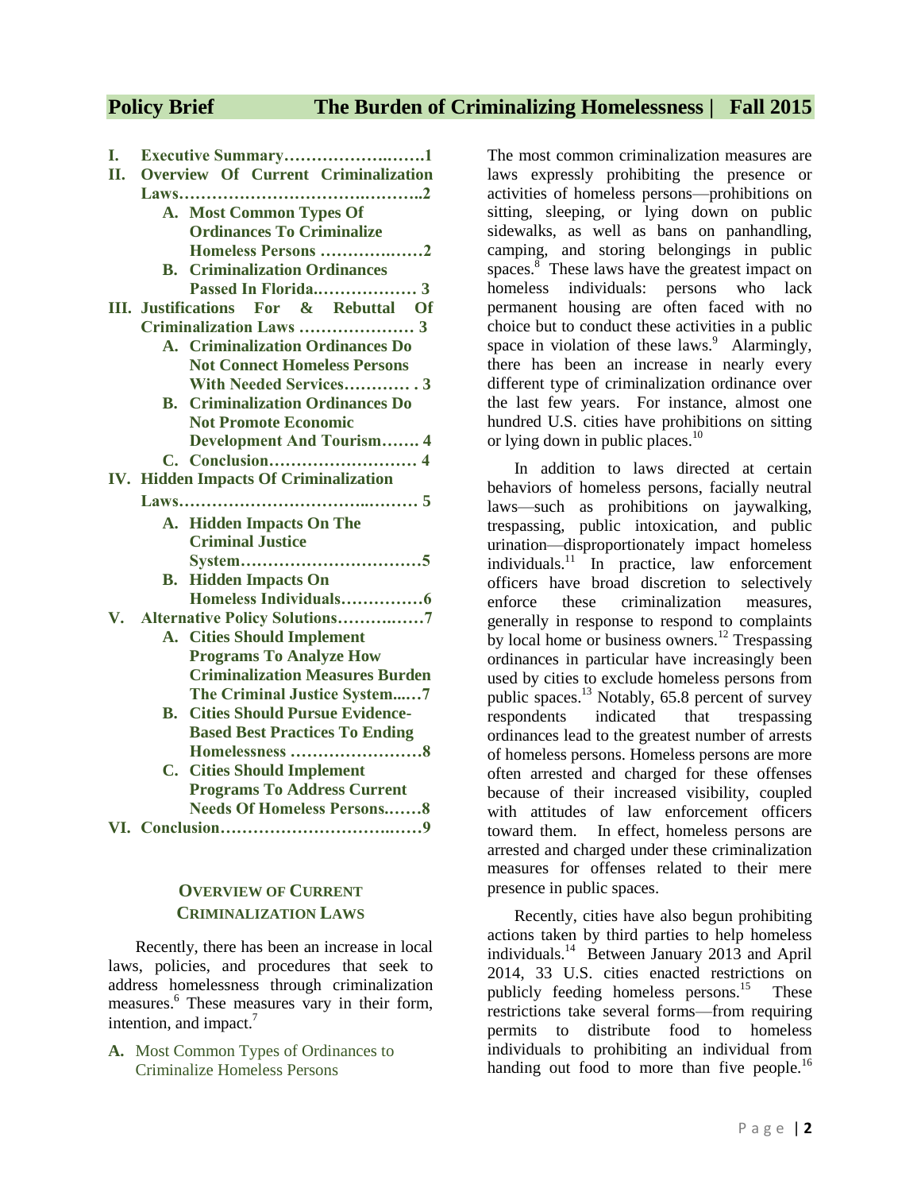I. **Executive Summary……………….…….1**

II. **Overview Of Current Criminalization Laws……………………………….………..2**

   A. **Most Common Types Of Ordinances To Criminalize Homeless Persons …………….……2**

   B. **Criminalization Ordinances Passed In Florida.……………… 3**

III. **Justifications For & Rebuttal Of Criminalization Laws ………………… 3**

   A. **Criminalization Ordinances Do Not Connect Homeless Persons With Needed Services………… . 3**

   B. **Criminalization Ordinances Do Not Promote Economic Development And Tourism……. 4**

   C. **Conclusion……………………… 4**

IV. **Hidden Impacts Of Criminalization Laws……………………………..……… 5**

   A. **Hidden Impacts On The Criminal Justice System……………………………5**

   B. **Hidden Impacts On Homeless Individuals……………6**

V. **Alternative Policy Solutions…………..……7**

   A. **Cities Should Implement Programs To Analyze How Criminalization Measures Burden The Criminal Justice System...…7**

   B. **Cities Should Pursue Evidence-Based Best Practices To Ending Homelessness ……………………8**

   C. **Cities Should Implement Programs To Address Current Needs Of Homeless Persons.……8**

VI. **Conclusion…………………………….……9**

## Overview of Current Criminalization Laws

Recently, there has been an increase in local laws, policies, and procedures that seek to address homelessness through criminalization measures.[6] These measures vary in their form, intention, and impact.[7]

### A. Most Common Types of Ordinances to Criminalize Homeless Persons

The most common criminalization measures are laws expressly prohibiting the presence or activities of homeless persons—prohibitions on sitting, sleeping, or lying down on public sidewalks, as well as bans on panhandling, camping, and storing belongings in public spaces.[8] These laws have the greatest impact on homeless individuals: persons who lack permanent housing are often faced with no choice but to conduct these activities in a public space in violation of these laws.[9] Alarmingly, there has been an increase in nearly every different type of criminalization ordinance over the last few years. For instance, almost one hundred U.S. cities have prohibitions on sitting or lying down in public places.[10]

In addition to laws directed at certain behaviors of homeless persons, facially neutral laws—such as prohibitions on jaywalking, trespassing, public intoxication, and public urination—disproportionately impact homeless individuals.[11] In practice, law enforcement officers have broad discretion to selectively enforce these criminalization measures, generally in response to respond to complaints by local home or business owners.[12] Trespassing ordinances in particular have increasingly been used by cities to exclude homeless persons from public spaces.[13] Notably, 65.8 percent of survey respondents indicated that trespassing ordinances lead to the greatest number of arrests of homeless persons. Homeless persons are more often arrested and charged for these offenses because of their increased visibility, coupled with attitudes of law enforcement officers toward them. In effect, homeless persons are arrested and charged under these criminalization measures for offenses related to their mere presence in public spaces.

Recently, cities have also begun prohibiting actions taken by third parties to help homeless individuals.[14] Between January 2013 and April 2014, 33 U.S. cities enacted restrictions on publicly feeding homeless persons.[15] These restrictions take several forms—from requiring permits to distribute food to homeless individuals to prohibiting an individual from handing out food to more than five people.[16]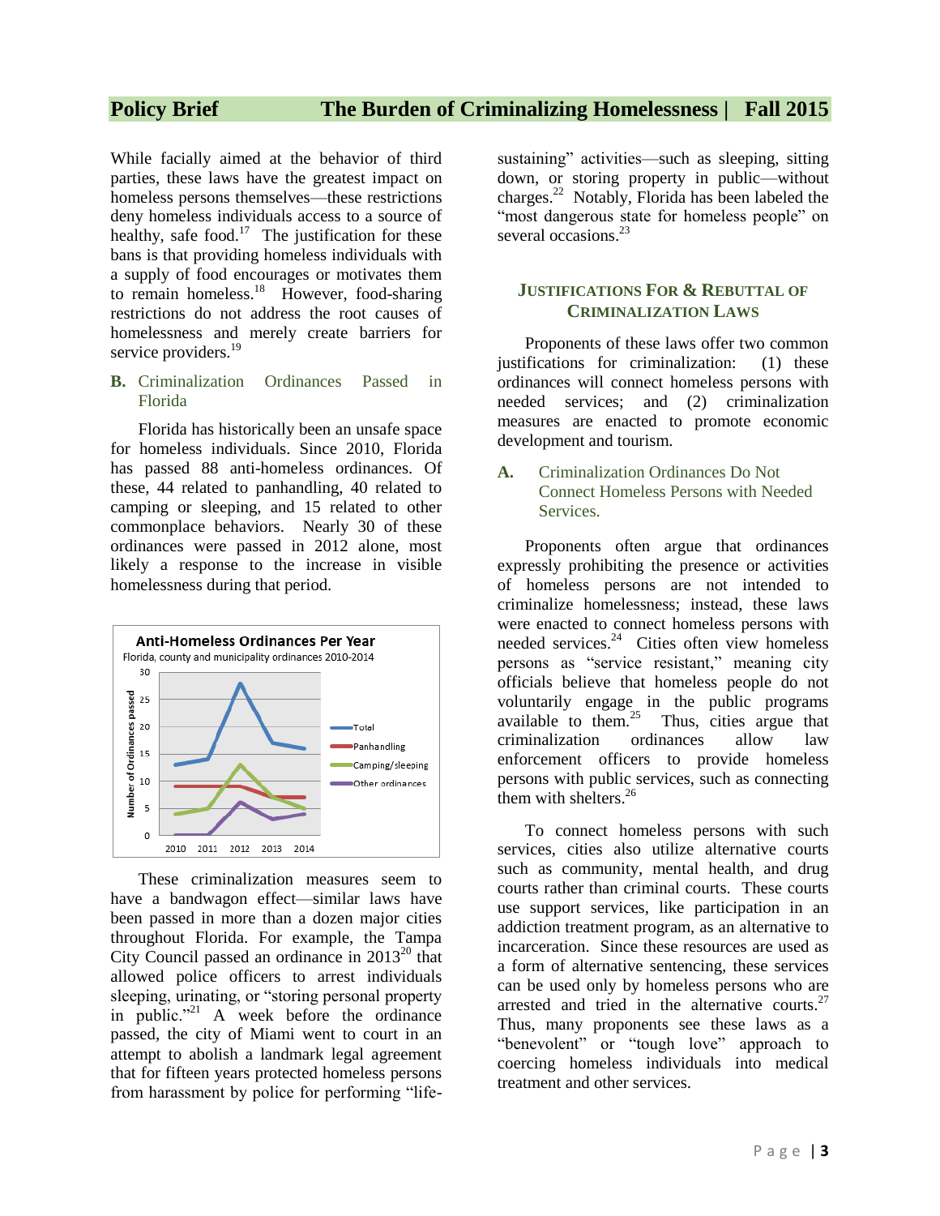While facially aimed at the behavior of third parties, these laws have the greatest impact on homeless persons themselves—these restrictions deny homeless individuals access to a source of healthy, safe food.[17] The justification for these bans is that providing homeless individuals with a supply of food encourages or motivates them to remain homeless.[18] However, food-sharing restrictions do not address the root causes of homelessness and merely create barriers for service providers.[19]

### B. Criminalization Ordinances Passed in Florida

Florida has historically been an unsafe space for homeless individuals. Since 2010, Florida has passed 88 anti-homeless ordinances. Of these, 44 related to panhandling, 40 related to camping or sleeping, and 15 related to other commonplace behaviors. Nearly 30 of these ordinances were passed in 2012 alone, most likely a response to the increase in visible homelessness during that period.

**Anti-Homeless Ordinances Per Year**

Florida, county and municipality ordinances 2010-2014

These criminalization measures seem to have a bandwagon effect—similar laws have been passed in more than a dozen major cities throughout Florida. For example, the Tampa City Council passed an ordinance in 2013[20] that allowed police officers to arrest individuals sleeping, urinating, or "storing personal property in public."[21] A week before the ordinance passed, the city of Miami went to court in an attempt to abolish a landmark legal agreement that for fifteen years protected homeless persons from harassment by police for performing "life-sustaining" activities—such as sleeping, sitting down, or storing property in public—without charges.[22] Notably, Florida has been labeled the "most dangerous state for homeless people" on several occasions.[23]

## JUSTIFICATIONS FOR & REBUTTAL OF CRIMINALIZATION LAWS

Proponents of these laws offer two common justifications for criminalization: (1) these ordinances will connect homeless persons with needed services; and (2) criminalization measures are enacted to promote economic development and tourism.

### A. Criminalization Ordinances Do Not Connect Homeless Persons with Needed Services.

Proponents often argue that ordinances expressly prohibiting the presence or activities of homeless persons are not intended to criminalize homelessness; instead, these laws were enacted to connect homeless persons with needed services.[24] Cities often view homeless persons as "service resistant," meaning city officials believe that homeless people do not voluntarily engage in the public programs available to them.[25] Thus, cities argue that criminalization ordinances allow law enforcement officers to provide homeless persons with public services, such as connecting them with shelters.[26]

To connect homeless persons with such services, cities also utilize alternative courts such as community, mental health, and drug courts rather than criminal courts. These courts use support services, like participation in an addiction treatment program, as an alternative to incarceration. Since these resources are used as a form of alternative sentencing, these services can be used only by homeless persons who are arrested and tried in the alternative courts.[27] Thus, many proponents see these laws as a "benevolent" or "tough love" approach to coercing homeless individuals into medical treatment and other services.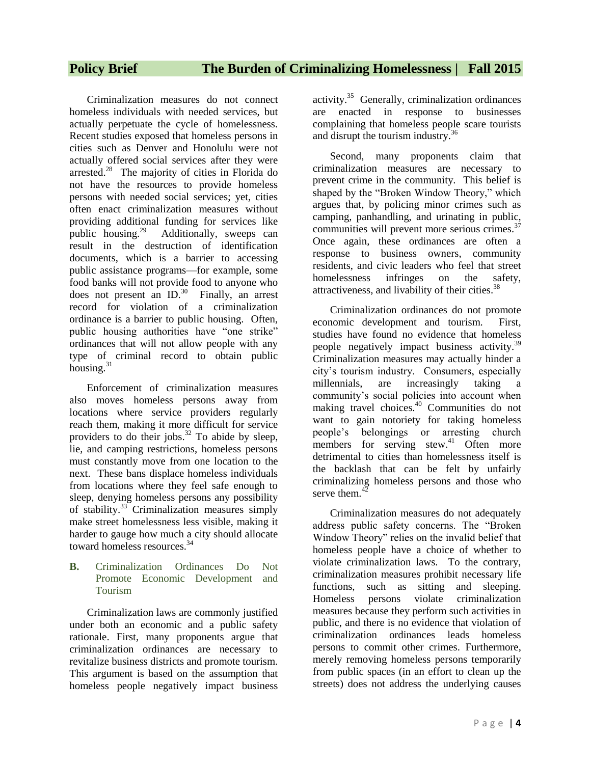Criminalization measures do not connect homeless individuals with needed services, but actually perpetuate the cycle of homelessness. Recent studies exposed that homeless persons in cities such as Denver and Honolulu were not actually offered social services after they were arrested.[28] The majority of cities in Florida do not have the resources to provide homeless persons with needed social services; yet, cities often enact criminalization measures without providing additional funding for services like public housing.[29] Additionally, sweeps can result in the destruction of identification documents, which is a barrier to accessing public assistance programs—for example, some food banks will not provide food to anyone who does not present an ID.[30] Finally, an arrest record for violation of a criminalization ordinance is a barrier to public housing. Often, public housing authorities have "one strike" ordinances that will not allow people with any type of criminal record to obtain public housing.[31]

Enforcement of criminalization measures also moves homeless persons away from locations where service providers regularly reach them, making it more difficult for service providers to do their jobs.[32] To abide by sleep, lie, and camping restrictions, homeless persons must constantly move from one location to the next. These bans displace homeless individuals from locations where they feel safe enough to sleep, denying homeless persons any possibility of stability.[33] Criminalization measures simply make street homelessness less visible, making it harder to gauge how much a city should allocate toward homeless resources.[34]

### B. Criminalization Ordinances Do Not Promote Economic Development and Tourism

Criminalization laws are commonly justified under both an economic and a public safety rationale. First, many proponents argue that criminalization ordinances are necessary to revitalize business districts and promote tourism. This argument is based on the assumption that homeless people negatively impact business activity.[35] Generally, criminalization ordinances are enacted in response to businesses complaining that homeless people scare tourists and disrupt the tourism industry.[36]

Second, many proponents claim that criminalization measures are necessary to prevent crime in the community. This belief is shaped by the "Broken Window Theory," which argues that, by policing minor crimes such as camping, panhandling, and urinating in public, communities will prevent more serious crimes.[37] Once again, these ordinances are often a response to business owners, community residents, and civic leaders who feel that street homelessness infringes on the safety, attractiveness, and livability of their cities.[38]

Criminalization ordinances do not promote economic development and tourism. First, studies have found no evidence that homeless people negatively impact business activity.[39] Criminalization measures may actually hinder a city's tourism industry. Consumers, especially millennials, are increasingly taking a community's social policies into account when making travel choices.[40] Communities do not want to gain notoriety for taking homeless people's belongings or arresting church members for serving stew.[41] Often more detrimental to cities than homelessness itself is the backlash that can be felt by unfairly criminalizing homeless persons and those who serve them.[42]

Criminalization measures do not adequately address public safety concerns. The "Broken Window Theory" relies on the invalid belief that homeless people have a choice of whether to violate criminalization laws. To the contrary, criminalization measures prohibit necessary life functions, such as sitting and sleeping. Homeless persons violate criminalization measures because they perform such activities in public, and there is no evidence that violation of criminalization ordinances leads homeless persons to commit other crimes. Furthermore, merely removing homeless persons temporarily from public spaces (in an effort to clean up the streets) does not address the underlying causes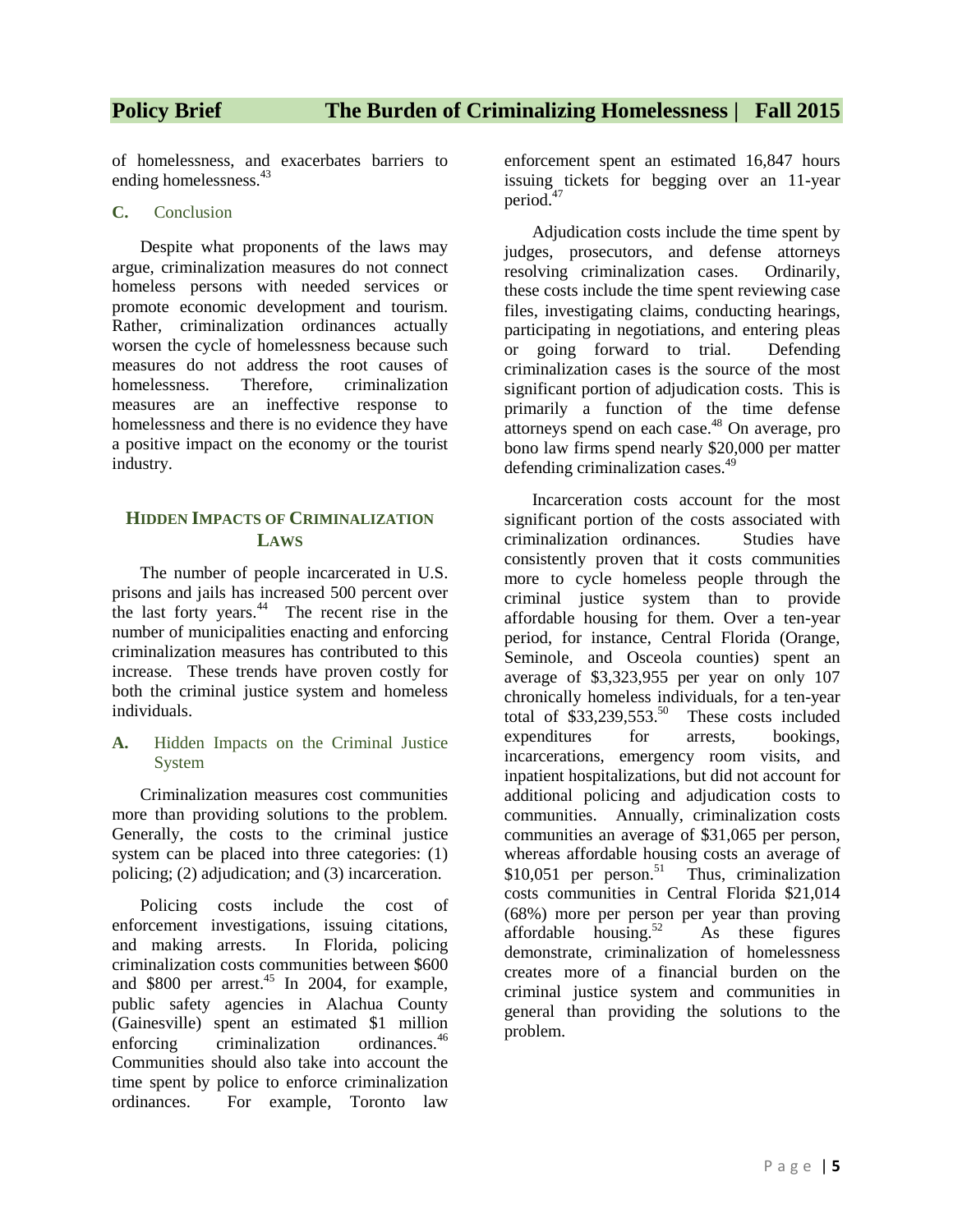of homelessness, and exacerbates barriers to ending homelessness.[43]

### C. Conclusion

Despite what proponents of the laws may argue, criminalization measures do not connect homeless persons with needed services or promote economic development and tourism. Rather, criminalization ordinances actually worsen the cycle of homelessness because such measures do not address the root causes of homelessness. Therefore, criminalization measures are an ineffective response to homelessness and there is no evidence they have a positive impact on the economy or the tourist industry.

## HIDDEN IMPACTS OF CRIMINALIZATION LAWS

The number of people incarcerated in U.S. prisons and jails has increased 500 percent over the last forty years.[44] The recent rise in the number of municipalities enacting and enforcing criminalization measures has contributed to this increase. These trends have proven costly for both the criminal justice system and homeless individuals.

### A. Hidden Impacts on the Criminal Justice System

Criminalization measures cost communities more than providing solutions to the problem. Generally, the costs to the criminal justice system can be placed into three categories: (1) policing; (2) adjudication; and (3) incarceration.

Policing costs include the cost of enforcement investigations, issuing citations, and making arrests. In Florida, policing criminalization costs communities between $600 and $800 per arrest.[45] In 2004, for example, public safety agencies in Alachua County (Gainesville) spent an estimated $1 million enforcing criminalization ordinances.[46] Communities should also take into account the time spent by police to enforce criminalization ordinances. For example, Toronto law enforcement spent an estimated 16,847 hours issuing tickets for begging over an 11-year period.[47]

Adjudication costs include the time spent by judges, prosecutors, and defense attorneys resolving criminalization cases. Ordinarily, these costs include the time spent reviewing case files, investigating claims, conducting hearings, participating in negotiations, and entering pleas or going forward to trial. Defending criminalization cases is the source of the most significant portion of adjudication costs. This is primarily a function of the time defense attorneys spend on each case.[48] On average, pro bono law firms spend nearly $20,000 per matter defending criminalization cases.[49]

Incarceration costs account for the most significant portion of the costs associated with criminalization ordinances. Studies have consistently proven that it costs communities more to cycle homeless people through the criminal justice system than to provide affordable housing for them. Over a ten-year period, for instance, Central Florida (Orange, Seminole, and Osceola counties) spent an average of $3,323,955 per year on only 107 chronically homeless individuals, for a ten-year total of $33,239,553.[50] These costs included expenditures for arrests, bookings, incarcerations, emergency room visits, and inpatient hospitalizations, but did not account for additional policing and adjudication costs to communities. Annually, criminalization costs communities an average of $31,065 per person, whereas affordable housing costs an average of $10,051 per person.[51] Thus, criminalization costs communities in Central Florida $21,014 (68%) more per person per year than proving affordable housing.[52] As these figures demonstrate, criminalization of homelessness creates more of a financial burden on the criminal justice system and communities in general than providing the solutions to the problem.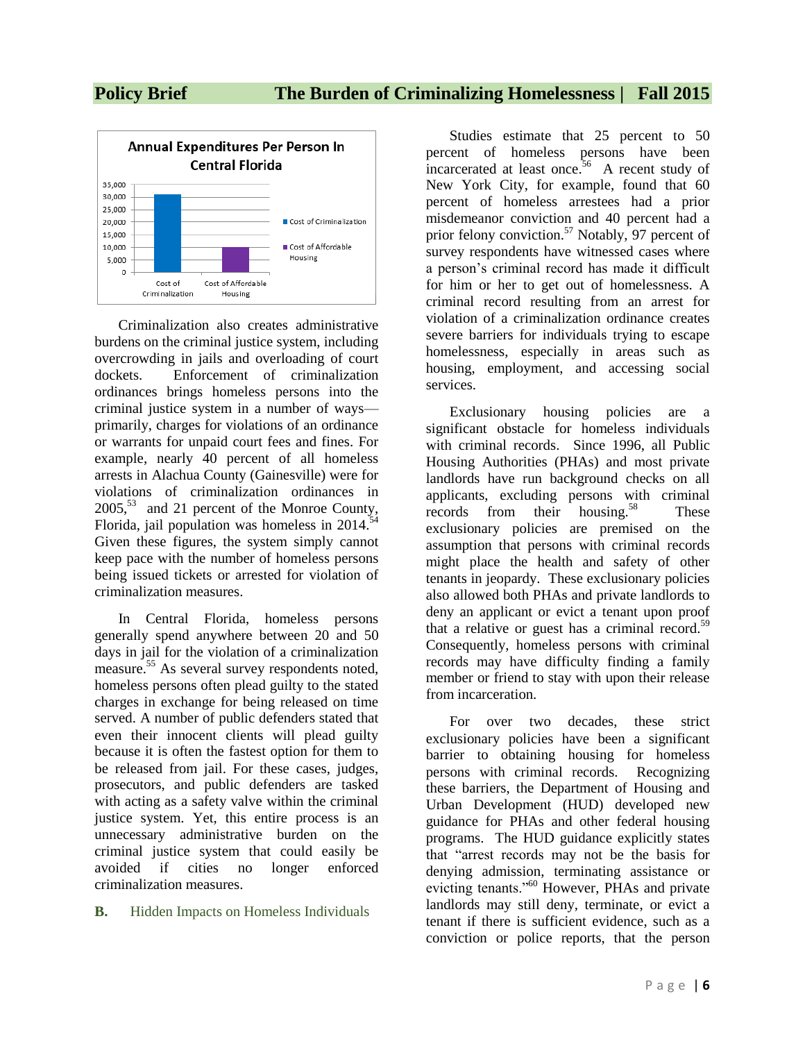Criminalization also creates administrative burdens on the criminal justice system, including overcrowding in jails and overloading of court dockets. Enforcement of criminalization ordinances brings homeless persons into the criminal justice system in a number of ways—primarily, charges for violations of an ordinance or warrants for unpaid court fees and fines. For example, nearly 40 percent of all homeless arrests in Alachua County (Gainesville) were for violations of criminalization ordinances in 2005,[53] and 21 percent of the Monroe County, Florida, jail population was homeless in 2014.[54] Given these figures, the system simply cannot keep pace with the number of homeless persons being issued tickets or arrested for violation of criminalization measures.

In Central Florida, homeless persons generally spend anywhere between 20 and 50 days in jail for the violation of a criminalization measure.[55] As several survey respondents noted, homeless persons often plead guilty to the stated charges in exchange for being released on time served. A number of public defenders stated that even their innocent clients will plead guilty because it is often the fastest option for them to be released from jail. For these cases, judges, prosecutors, and public defenders are tasked with acting as a safety valve within the criminal justice system. Yet, this entire process is an unnecessary administrative burden on the criminal justice system that could easily be avoided if cities no longer enforced criminalization measures.

### B. Hidden Impacts on Homeless Individuals

Studies estimate that 25 percent to 50 percent of homeless persons have been incarcerated at least once.[56] A recent study of New York City, for example, found that 60 percent of homeless arrestees had a prior misdemeanor conviction and 40 percent had a prior felony conviction.[57] Notably, 97 percent of survey respondents have witnessed cases where a person's criminal record has made it difficult for him or her to get out of homelessness. A criminal record resulting from an arrest for violation of a criminalization ordinance creates severe barriers for individuals trying to escape homelessness, especially in areas such as housing, employment, and accessing social services.

Exclusionary housing policies are a significant obstacle for homeless individuals with criminal records. Since 1996, all Public Housing Authorities (PHAs) and most private landlords have run background checks on all applicants, excluding persons with criminal records from their housing.[58] These exclusionary policies are premised on the assumption that persons with criminal records might place the health and safety of other tenants in jeopardy. These exclusionary policies also allowed both PHAs and private landlords to deny an applicant or evict a tenant upon proof that a relative or guest has a criminal record.[59] Consequently, homeless persons with criminal records may have difficulty finding a family member or friend to stay with upon their release from incarceration.

For over two decades, these strict exclusionary policies have been a significant barrier to obtaining housing for homeless persons with criminal records. Recognizing these barriers, the Department of Housing and Urban Development (HUD) developed new guidance for PHAs and other federal housing programs. The HUD guidance explicitly states that "arrest records may not be the basis for denying admission, terminating assistance or evicting tenants."[60] However, PHAs and private landlords may still deny, terminate, or evict a tenant if there is sufficient evidence, such as a conviction or police reports, that the person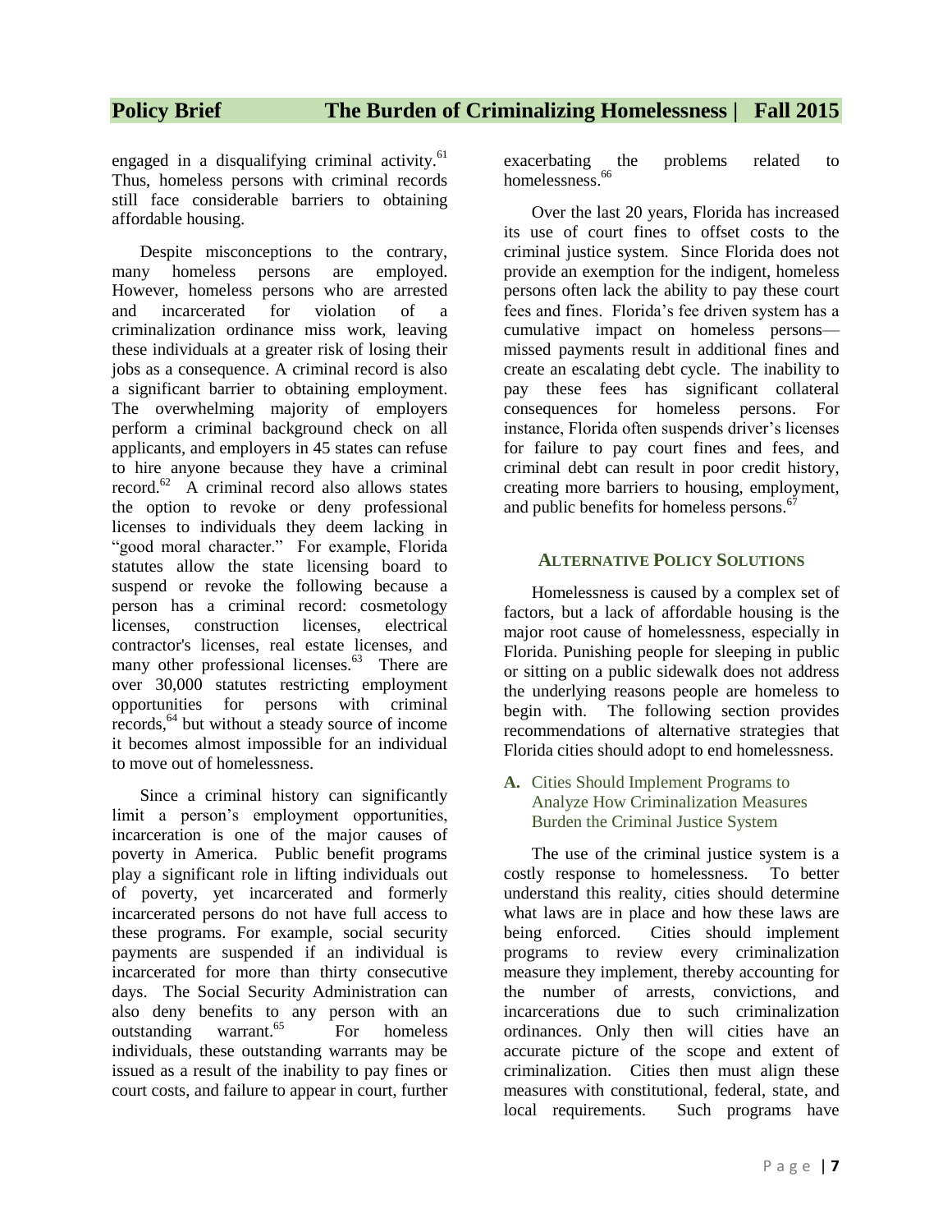engaged in a disqualifying criminal activity.[61] Thus, homeless persons with criminal records still face considerable barriers to obtaining affordable housing.

Despite misconceptions to the contrary, many homeless persons are employed. However, homeless persons who are arrested and incarcerated for violation of a criminalization ordinance miss work, leaving these individuals at a greater risk of losing their jobs as a consequence. A criminal record is also a significant barrier to obtaining employment. The overwhelming majority of employers perform a criminal background check on all applicants, and employers in 45 states can refuse to hire anyone because they have a criminal record.[62] A criminal record also allows states the option to revoke or deny professional licenses to individuals they deem lacking in "good moral character." For example, Florida statutes allow the state licensing board to suspend or revoke the following because a person has a criminal record: cosmetology licenses, construction licenses, electrical contractor's licenses, real estate licenses, and many other professional licenses.[63] There are over 30,000 statutes restricting employment opportunities for persons with criminal records,[64] but without a steady source of income it becomes almost impossible for an individual to move out of homelessness.

Since a criminal history can significantly limit a person's employment opportunities, incarceration is one of the major causes of poverty in America. Public benefit programs play a significant role in lifting individuals out of poverty, yet incarcerated and formerly incarcerated persons do not have full access to these programs. For example, social security payments are suspended if an individual is incarcerated for more than thirty consecutive days. The Social Security Administration can also deny benefits to any person with an outstanding warrant.[65] For homeless individuals, these outstanding warrants may be issued as a result of the inability to pay fines or court costs, and failure to appear in court, further exacerbating the problems related to homelessness.[66]

Over the last 20 years, Florida has increased its use of court fines to offset costs to the criminal justice system. Since Florida does not provide an exemption for the indigent, homeless persons often lack the ability to pay these court fees and fines. Florida's fee driven system has a cumulative impact on homeless persons—missed payments result in additional fines and create an escalating debt cycle. The inability to pay these fees has significant collateral consequences for homeless persons. For instance, Florida often suspends driver's licenses for failure to pay court fines and fees, and criminal debt can result in poor credit history, creating more barriers to housing, employment, and public benefits for homeless persons.[67]

## Alternative Policy Solutions

Homelessness is caused by a complex set of factors, but a lack of affordable housing is the major root cause of homelessness, especially in Florida. Punishing people for sleeping in public or sitting on a public sidewalk does not address the underlying reasons people are homeless to begin with. The following section provides recommendations of alternative strategies that Florida cities should adopt to end homelessness.

### A. Cities Should Implement Programs to Analyze How Criminalization Measures Burden the Criminal Justice System

The use of the criminal justice system is a costly response to homelessness. To better understand this reality, cities should determine what laws are in place and how these laws are being enforced. Cities should implement programs to review every criminalization measure they implement, thereby accounting for the number of arrests, convictions, and incarcerations due to such criminalization ordinances. Only then will cities have an accurate picture of the scope and extent of criminalization. Cities then must align these measures with constitutional, federal, state, and local requirements. Such programs have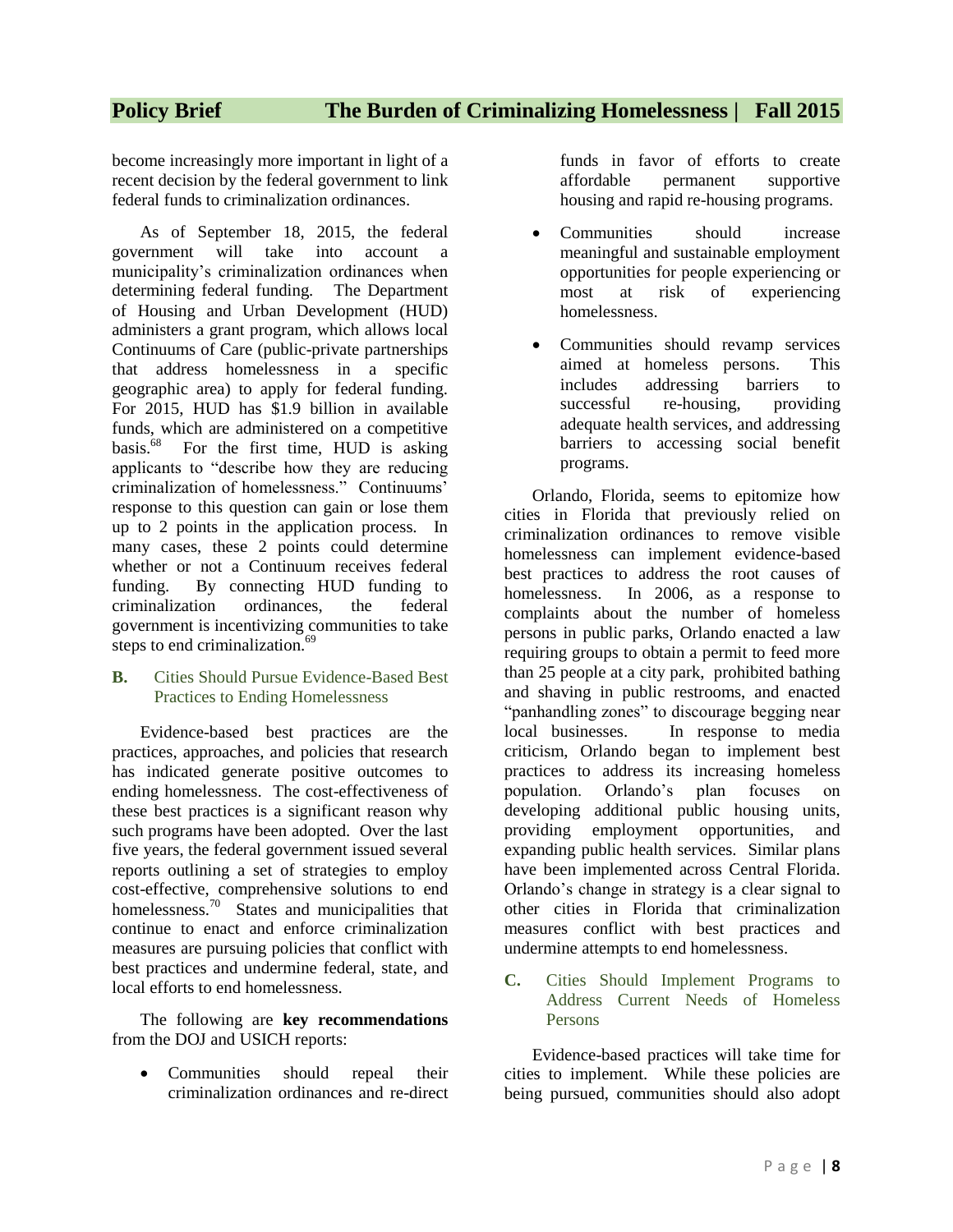become increasingly more important in light of a recent decision by the federal government to link federal funds to criminalization ordinances.

As of September 18, 2015, the federal government will take into account a municipality's criminalization ordinances when determining federal funding. The Department of Housing and Urban Development (HUD) administers a grant program, which allows local Continuums of Care (public-private partnerships that address homelessness in a specific geographic area) to apply for federal funding. For 2015, HUD has $1.9 billion in available funds, which are administered on a competitive basis.[68] For the first time, HUD is asking applicants to "describe how they are reducing criminalization of homelessness." Continuums' response to this question can gain or lose them up to 2 points in the application process. In many cases, these 2 points could determine whether or not a Continuum receives federal funding. By connecting HUD funding to criminalization ordinances, the federal government is incentivizing communities to take steps to end criminalization.[69]

### B. Cities Should Pursue Evidence-Based Best Practices to Ending Homelessness

Evidence-based best practices are the practices, approaches, and policies that research has indicated generate positive outcomes to ending homelessness. The cost-effectiveness of these best practices is a significant reason why such programs have been adopted. Over the last five years, the federal government issued several reports outlining a set of strategies to employ cost-effective, comprehensive solutions to end homelessness.[70] States and municipalities that continue to enact and enforce criminalization measures are pursuing policies that conflict with best practices and undermine federal, state, and local efforts to end homelessness.

The following are **key recommendations** from the DOJ and USICH reports:

- Communities should repeal their criminalization ordinances and re-direct funds in favor of efforts to create affordable permanent supportive housing and rapid re-housing programs.
- Communities should increase meaningful and sustainable employment opportunities for people experiencing or most at risk of experiencing homelessness.
- Communities should revamp services aimed at homeless persons. This includes addressing barriers to successful re-housing, providing adequate health services, and addressing barriers to accessing social benefit programs.

Orlando, Florida, seems to epitomize how cities in Florida that previously relied on criminalization ordinances to remove visible homelessness can implement evidence-based best practices to address the root causes of homelessness. In 2006, as a response to complaints about the number of homeless persons in public parks, Orlando enacted a law requiring groups to obtain a permit to feed more than 25 people at a city park, prohibited bathing and shaving in public restrooms, and enacted "panhandling zones" to discourage begging near local businesses. In response to media criticism, Orlando began to implement best practices to address its increasing homeless population. Orlando's plan focuses on developing additional public housing units, providing employment opportunities, and expanding public health services. Similar plans have been implemented across Central Florida. Orlando's change in strategy is a clear signal to other cities in Florida that criminalization measures conflict with best practices and undermine attempts to end homelessness.

### C. Cities Should Implement Programs to Address Current Needs of Homeless Persons

Evidence-based practices will take time for cities to implement. While these policies are being pursued, communities should also adopt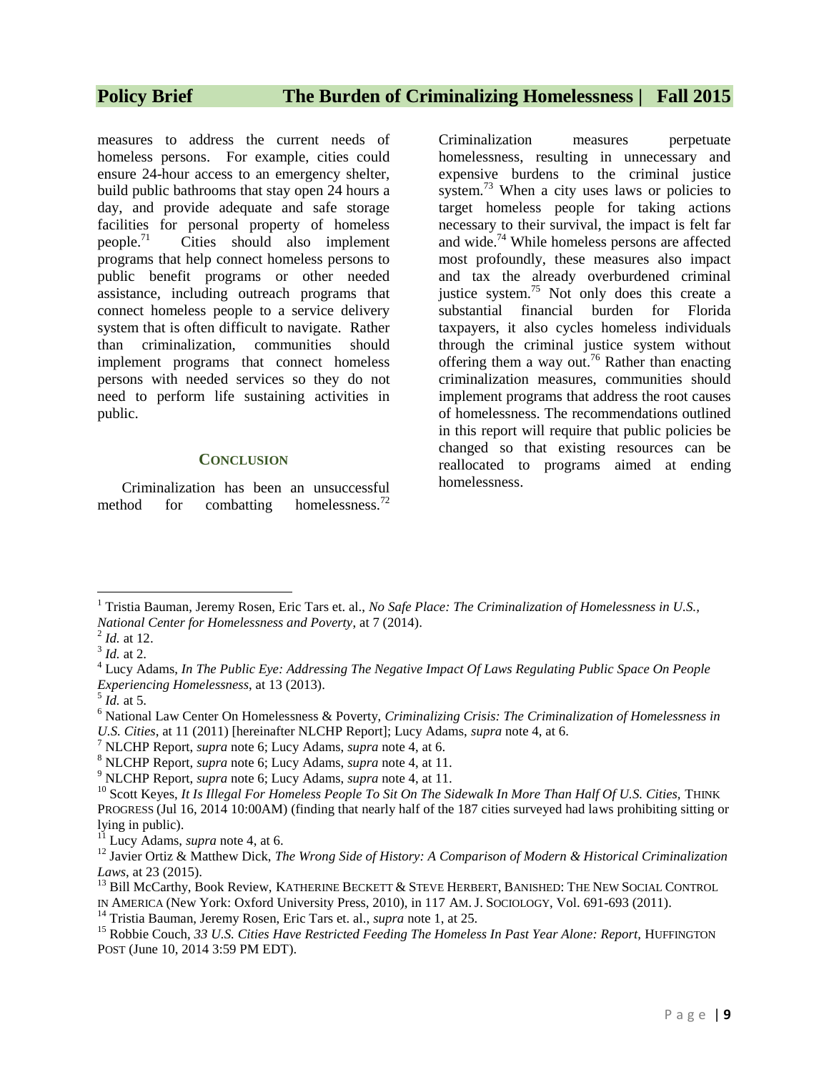measures to address the current needs of homeless persons. For example, cities could ensure 24-hour access to an emergency shelter, build public bathrooms that stay open 24 hours a day, and provide adequate and safe storage facilities for personal property of homeless people.[71] Cities should also implement programs that help connect homeless persons to public benefit programs or other needed assistance, including outreach programs that connect homeless people to a service delivery system that is often difficult to navigate. Rather than criminalization, communities should implement programs that connect homeless persons with needed services so they do not need to perform life sustaining activities in public.

## CONCLUSION

Criminalization has been an unsuccessful method for combatting homelessness.[72] Criminalization measures perpetuate homelessness, resulting in unnecessary and expensive burdens to the criminal justice system.[73] When a city uses laws or policies to target homeless people for taking actions necessary to their survival, the impact is felt far and wide.[74] While homeless persons are affected most profoundly, these measures also impact and tax the already overburdened criminal justice system.[75] Not only does this create a substantial financial burden for Florida taxpayers, it also cycles homeless individuals through the criminal justice system without offering them a way out.[76] Rather than enacting criminalization measures, communities should implement programs that address the root causes of homelessness. The recommendations outlined in this report will require that public policies be changed so that existing resources can be reallocated to programs aimed at ending homelessness.

---

[1] Tristia Bauman, Jeremy Rosen, Eric Tars et. al., *No Safe Place: The Criminalization of Homelessness in U.S., National Center for Homelessness and Poverty*, at 7 (2014).

[2] *Id.* at 12.

[3] *Id.* at 2.

[4] Lucy Adams, *In The Public Eye: Addressing The Negative Impact Of Laws Regulating Public Space On People Experiencing Homelessness*, at 13 (2013).

[5] *Id.* at 5.

[6] National Law Center On Homelessness & Poverty, *Criminalizing Crisis: The Criminalization of Homelessness in U.S. Cities*, at 11 (2011) [hereinafter NLCHP Report]; Lucy Adams, *supra* note 4, at 6.

[7] NLCHP Report, *supra* note 6; Lucy Adams, *supra* note 4, at 6.

[8] NLCHP Report, *supra* note 6; Lucy Adams, *supra* note 4, at 11.

[9] NLCHP Report, *supra* note 6; Lucy Adams, *supra* note 4, at 11.

[10] Scott Keyes, *It Is Illegal For Homeless People To Sit On The Sidewalk In More Than Half Of U.S. Cities*, THINK PROGRESS (Jul 16, 2014 10:00AM) (finding that nearly half of the 187 cities surveyed had laws prohibiting sitting or lying in public).

[11] Lucy Adams, *supra* note 4, at 6.

[12] Javier Ortiz & Matthew Dick, *The Wrong Side of History: A Comparison of Modern & Historical Criminalization Laws*, at 23 (2015).

[13] Bill McCarthy, Book Review, KATHERINE BECKETT & STEVE HERBERT, BANISHED: THE NEW SOCIAL CONTROL IN AMERICA (New York: Oxford University Press, 2010), in 117 AM. J. SOCIOLOGY, Vol. 691-693 (2011).

[14] Tristia Bauman, Jeremy Rosen, Eric Tars et. al., *supra* note 1, at 25.

[15] Robbie Couch, *33 U.S. Cities Have Restricted Feeding The Homeless In Past Year Alone: Report*, HUFFINGTON POST (June 10, 2014 3:59 PM EDT).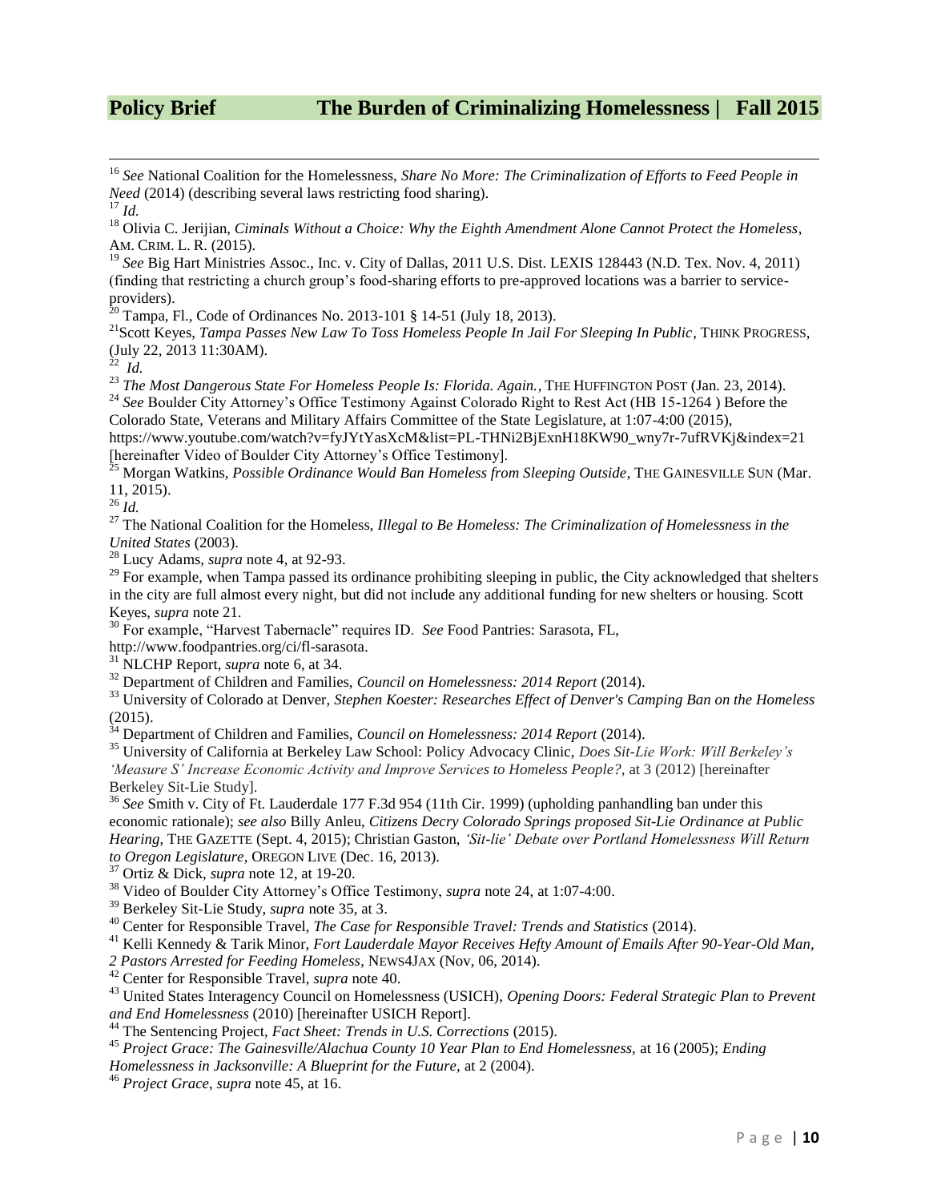[16] *See* National Coalition for the Homelessness, *Share No More: The Criminalization of Efforts to Feed People in Need* (2014) (describing several laws restricting food sharing).

[17] *Id.*

[18] Olivia C. Jerijian, *Ciminals Without a Choice: Why the Eighth Amendment Alone Cannot Protect the Homeless*, AM. CRIM. L. R. (2015).

[19] *See* Big Hart Ministries Assoc., Inc. v. City of Dallas, 2011 U.S. Dist. LEXIS 128443 (N.D. Tex. Nov. 4, 2011) (finding that restricting a church group's food-sharing efforts to pre-approved locations was a barrier to service-providers).

[20] Tampa, Fl., Code of Ordinances No. 2013-101 § 14-51 (July 18, 2013).

[21] Scott Keyes, *Tampa Passes New Law To Toss Homeless People In Jail For Sleeping In Public*, THINK PROGRESS, (July 22, 2013 11:30AM).

[22] *Id.*

[23] *The Most Dangerous State For Homeless People Is: Florida. Again.*, THE HUFFINGTON POST (Jan. 23, 2014).

[24] *See* Boulder City Attorney's Office Testimony Against Colorado Right to Rest Act (HB 15-1264 ) Before the Colorado State, Veterans and Military Affairs Committee of the State Legislature, at 1:07-4:00 (2015), https://www.youtube.com/watch?v=fyJYtYasXcM&list=PL-THNi2BjExnH18KW90_wny7r-7ufRVKj&index=21 [hereinafter Video of Boulder City Attorney's Office Testimony].

[25] Morgan Watkins, *Possible Ordinance Would Ban Homeless from Sleeping Outside*, THE GAINESVILLE SUN (Mar. 11, 2015).

[26] *Id.*

[27] The National Coalition for the Homeless, *Illegal to Be Homeless: The Criminalization of Homelessness in the United States* (2003).

[28] Lucy Adams, *supra* note 4, at 92-93.

[29] For example, when Tampa passed its ordinance prohibiting sleeping in public, the City acknowledged that shelters in the city are full almost every night, but did not include any additional funding for new shelters or housing. Scott Keyes, *supra* note 21.

[30] For example, "Harvest Tabernacle" requires ID. *See* Food Pantries: Sarasota, FL, http://www.foodpantries.org/ci/fl-sarasota.

[31] NLCHP Report, *supra* note 6, at 34.

[32] Department of Children and Families, *Council on Homelessness: 2014 Report* (2014).

[33] University of Colorado at Denver, *Stephen Koester: Researches Effect of Denver's Camping Ban on the Homeless* (2015).

[34] Department of Children and Families, *Council on Homelessness: 2014 Report* (2014).

[35] University of California at Berkeley Law School: Policy Advocacy Clinic, *Does Sit-Lie Work: Will Berkeley's 'Measure S' Increase Economic Activity and Improve Services to Homeless People?*, at 3 (2012) [hereinafter Berkeley Sit-Lie Study].

[36] *See* Smith v. City of Ft. Lauderdale 177 F.3d 954 (11th Cir. 1999) (upholding panhandling ban under this economic rationale); *see also* Billy Anleu, *Citizens Decry Colorado Springs proposed Sit-Lie Ordinance at Public Hearing*, THE GAZETTE (Sept. 4, 2015); Christian Gaston, *'Sit-lie' Debate over Portland Homelessness Will Return to Oregon Legislature*, OREGON LIVE (Dec. 16, 2013).

[37] Ortiz & Dick, *supra* note 12, at 19-20.

[38] Video of Boulder City Attorney's Office Testimony, *supra* note 24, at 1:07-4:00.

[39] Berkeley Sit-Lie Study, *supra* note 35, at 3.

[40] Center for Responsible Travel, *The Case for Responsible Travel: Trends and Statistics* (2014).

[41] Kelli Kennedy & Tarik Minor, *Fort Lauderdale Mayor Receives Hefty Amount of Emails After 90-Year-Old Man, 2 Pastors Arrested for Feeding Homeless*, NEWS4JAX (Nov, 06, 2014).

[42] Center for Responsible Travel, *supra* note 40.

[43] United States Interagency Council on Homelessness (USICH), *Opening Doors: Federal Strategic Plan to Prevent and End Homelessness* (2010) [hereinafter USICH Report].

[44] The Sentencing Project, *Fact Sheet: Trends in U.S. Corrections* (2015).

[45] *Project Grace: The Gainesville/Alachua County 10 Year Plan to End Homelessness*, at 16 (2005); *Ending Homelessness in Jacksonville: A Blueprint for the Future*, at 2 (2004).

[46] *Project Grace*, *supra* note 45, at 16.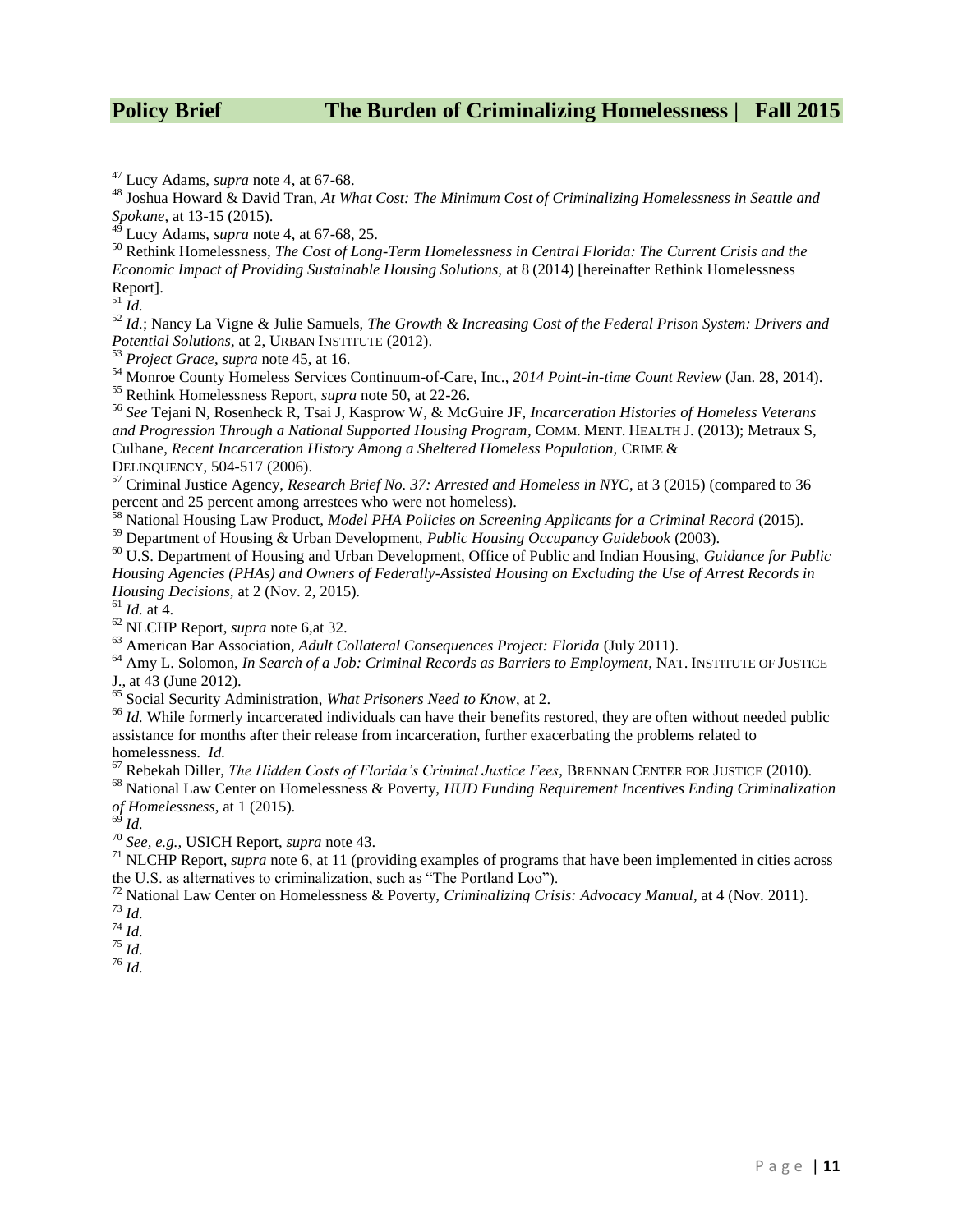[47] Lucy Adams, *supra* note 4, at 67-68.

[48] Joshua Howard & David Tran, *At What Cost: The Minimum Cost of Criminalizing Homelessness in Seattle and Spokane*, at 13-15 (2015).

[49] Lucy Adams, *supra* note 4, at 67-68, 25.

[50] Rethink Homelessness, *The Cost of Long-Term Homelessness in Central Florida: The Current Crisis and the Economic Impact of Providing Sustainable Housing Solutions,* at 8 (2014) [hereinafter Rethink Homelessness Report].

[51] *Id.*

[52] *Id.*; Nancy La Vigne & Julie Samuels, *The Growth & Increasing Cost of the Federal Prison System: Drivers and Potential Solutions*, at 2, URBAN INSTITUTE (2012).

[53] *Project Grace*, *supra* note 45, at 16.

[54] Monroe County Homeless Services Continuum-of-Care, Inc., *2014 Point-in-time Count Review* (Jan. 28, 2014).

[55] Rethink Homelessness Report, *supra* note 50, at 22-26.

[56] *See* Tejani N, Rosenheck R, Tsai J, Kasprow W, & McGuire JF, *Incarceration Histories of Homeless Veterans and Progression Through a National Supported Housing Program*, COMM. MENT. HEALTH J. (2013); Metraux S, Culhane, *Recent Incarceration History Among a Sheltered Homeless Population,* CRIME & DELINQUENCY, 504-517 (2006).

[57] Criminal Justice Agency, *Research Brief No. 37: Arrested and Homeless in NYC*, at 3 (2015) (compared to 36 percent and 25 percent among arrestees who were not homeless).

[58] National Housing Law Product, *Model PHA Policies on Screening Applicants for a Criminal Record* (2015).

[59] Department of Housing & Urban Development, *Public Housing Occupancy Guidebook* (2003).

[60] U.S. Department of Housing and Urban Development, Office of Public and Indian Housing, *Guidance for Public Housing Agencies (PHAs) and Owners of Federally-Assisted Housing on Excluding the Use of Arrest Records in Housing Decisions*, at 2 (Nov. 2, 2015).

[61] *Id.* at 4.

[62] NLCHP Report, *supra* note 6,at 32.

[63] American Bar Association, *Adult Collateral Consequences Project: Florida* (July 2011).

[64] Amy L. Solomon, *In Search of a Job: Criminal Records as Barriers to Employment*, NAT. INSTITUTE OF JUSTICE J., at 43 (June 2012).

[65] Social Security Administration, *What Prisoners Need to Know*, at 2.

[66] *Id.* While formerly incarcerated individuals can have their benefits restored, they are often without needed public assistance for months after their release from incarceration, further exacerbating the problems related to homelessness. *Id.*

[67] Rebekah Diller, *The Hidden Costs of Florida's Criminal Justice Fees*, BRENNAN CENTER FOR JUSTICE (2010).

[68] National Law Center on Homelessness & Poverty, *HUD Funding Requirement Incentives Ending Criminalization of Homelessness*, at 1 (2015).

[69] *Id.*

[70] *See, e.g.,* USICH Report, *supra* note 43.

[71] NLCHP Report, *supra* note 6, at 11 (providing examples of programs that have been implemented in cities across the U.S. as alternatives to criminalization, such as "The Portland Loo").

[72] National Law Center on Homelessness & Poverty, *Criminalizing Crisis: Advocacy Manual*, at 4 (Nov. 2011).

[73] *Id.*

[74] *Id.*

[75] *Id.*

[76] *Id.*